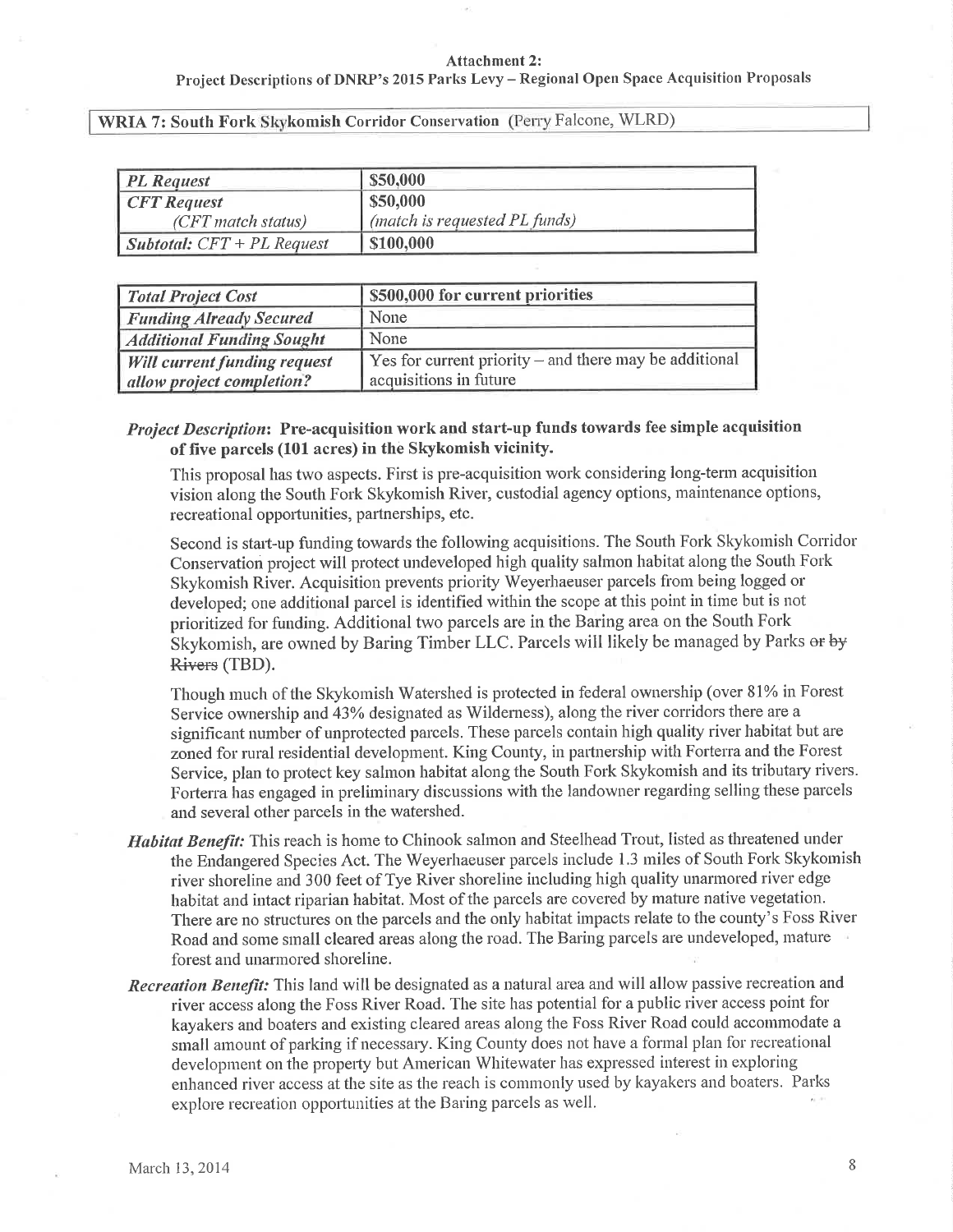**Attachment 2:**
**Project Descriptions of DNRP's 2015 Parks Levy – Regional Open Space Acquisition Proposals**

**WRIA 7: South Fork Skykomish Corridor Conservation** (Perry Falcone, WLRD)

| *PL Request* | $50,000 |
|---|---|
| *CFT Request* (*CFT match status*) | $50,000 (*match is requested PL funds*) |
| *Subtotal: CFT + PL Request* | $100,000 |

| *Total Project Cost* | **$500,000 for current priorities** |
|---|---|
| *Funding Already Secured* | None |
| *Additional Funding Sought* | None |
| *Will current funding request allow project completion?* | Yes for current priority – and there may be additional acquisitions in future |

***Project Description*: Pre-acquisition work and start-up funds towards fee simple acquisition of five parcels (101 acres) in the Skykomish vicinity.**

This proposal has two aspects. First is pre-acquisition work considering long-term acquisition vision along the South Fork Skykomish River, custodial agency options, maintenance options, recreational opportunities, partnerships, etc.

Second is start-up funding towards the following acquisitions. The South Fork Skykomish Corridor Conservation project will protect undeveloped high quality salmon habitat along the South Fork Skykomish River. Acquisition prevents priority Weyerhaeuser parcels from being logged or developed; one additional parcel is identified within the scope at this point in time but is not prioritized for funding. Additional two parcels are in the Baring area on the South Fork Skykomish, are owned by Baring Timber LLC. Parcels will likely be managed by Parks ~~or by Rivers~~ (TBD).

Though much of the Skykomish Watershed is protected in federal ownership (over 81% in Forest Service ownership and 43% designated as Wilderness), along the river corridors there are a significant number of unprotected parcels. These parcels contain high quality river habitat but are zoned for rural residential development. King County, in partnership with Forterra and the Forest Service, plan to protect key salmon habitat along the South Fork Skykomish and its tributary rivers. Forterra has engaged in preliminary discussions with the landowner regarding selling these parcels and several other parcels in the watershed.

***Habitat Benefit:*** This reach is home to Chinook salmon and Steelhead Trout, listed as threatened under the Endangered Species Act. The Weyerhaeuser parcels include 1.3 miles of South Fork Skykomish river shoreline and 300 feet of Tye River shoreline including high quality unarmored river edge habitat and intact riparian habitat. Most of the parcels are covered by mature native vegetation. There are no structures on the parcels and the only habitat impacts relate to the county's Foss River Road and some small cleared areas along the road. The Baring parcels are undeveloped, mature forest and unarmored shoreline.

***Recreation Benefit:*** This land will be designated as a natural area and will allow passive recreation and river access along the Foss River Road. The site has potential for a public river access point for kayakers and boaters and existing cleared areas along the Foss River Road could accommodate a small amount of parking if necessary. King County does not have a formal plan for recreational development on the property but American Whitewater has expressed interest in exploring enhanced river access at the site as the reach is commonly used by kayakers and boaters. Parks explore recreation opportunities at the Baring parcels as well.

March 13, 2014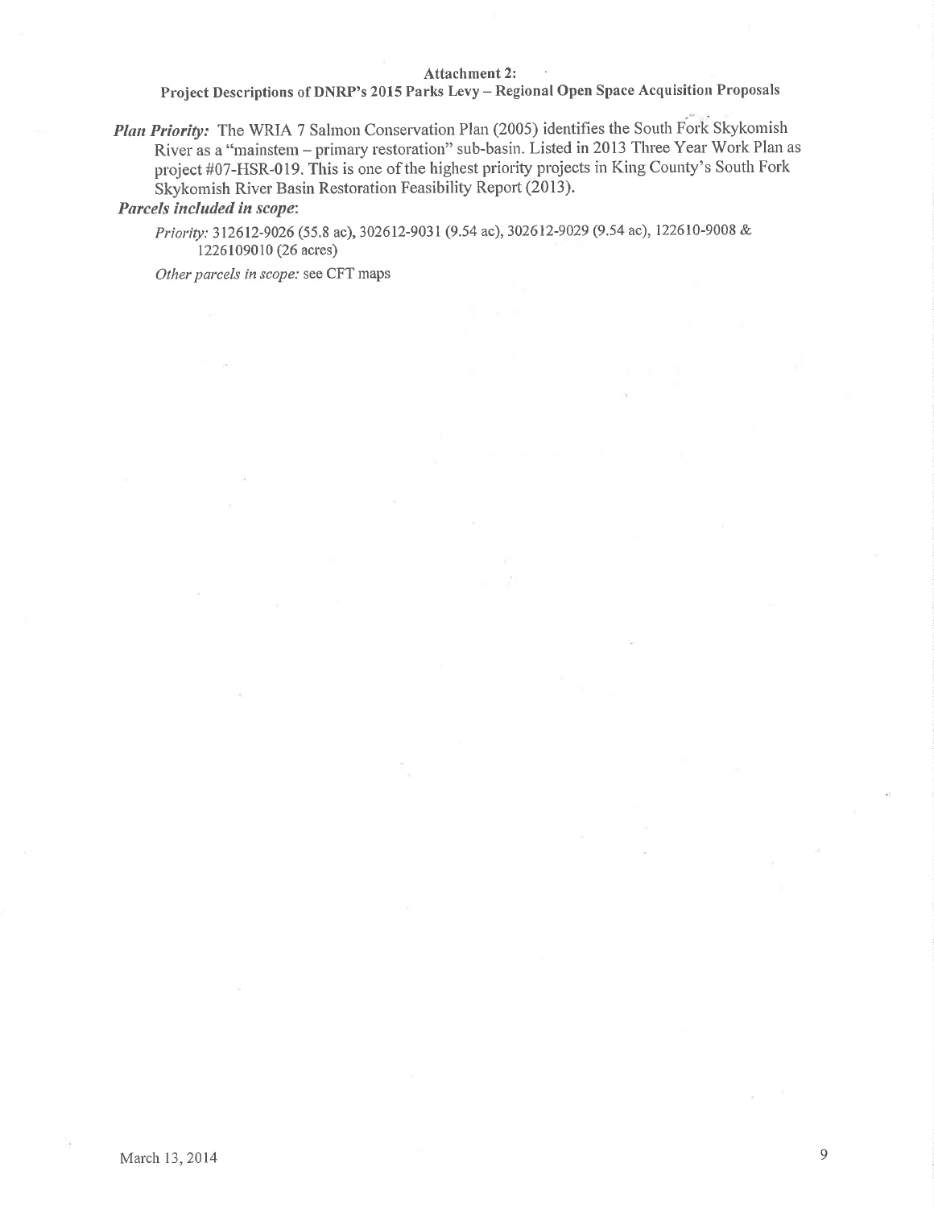**Attachment 2:**
**Project Descriptions of DNRP's 2015 Parks Levy – Regional Open Space Acquisition Proposals**

***Plan Priority:*** The WRIA 7 Salmon Conservation Plan (2005) identifies the South Fork Skykomish River as a "mainstem – primary restoration" sub-basin. Listed in 2013 Three Year Work Plan as project #07-HSR-019. This is one of the highest priority projects in King County's South Fork Skykomish River Basin Restoration Feasibility Report (2013).

***Parcels included in scope*:**

*Priority:* 312612-9026 (55.8 ac), 302612-9031 (9.54 ac), 302612-9029 (9.54 ac), 122610-9008 & 1226109010 (26 acres)

*Other parcels in scope:* see CFT maps

March 13, 2014